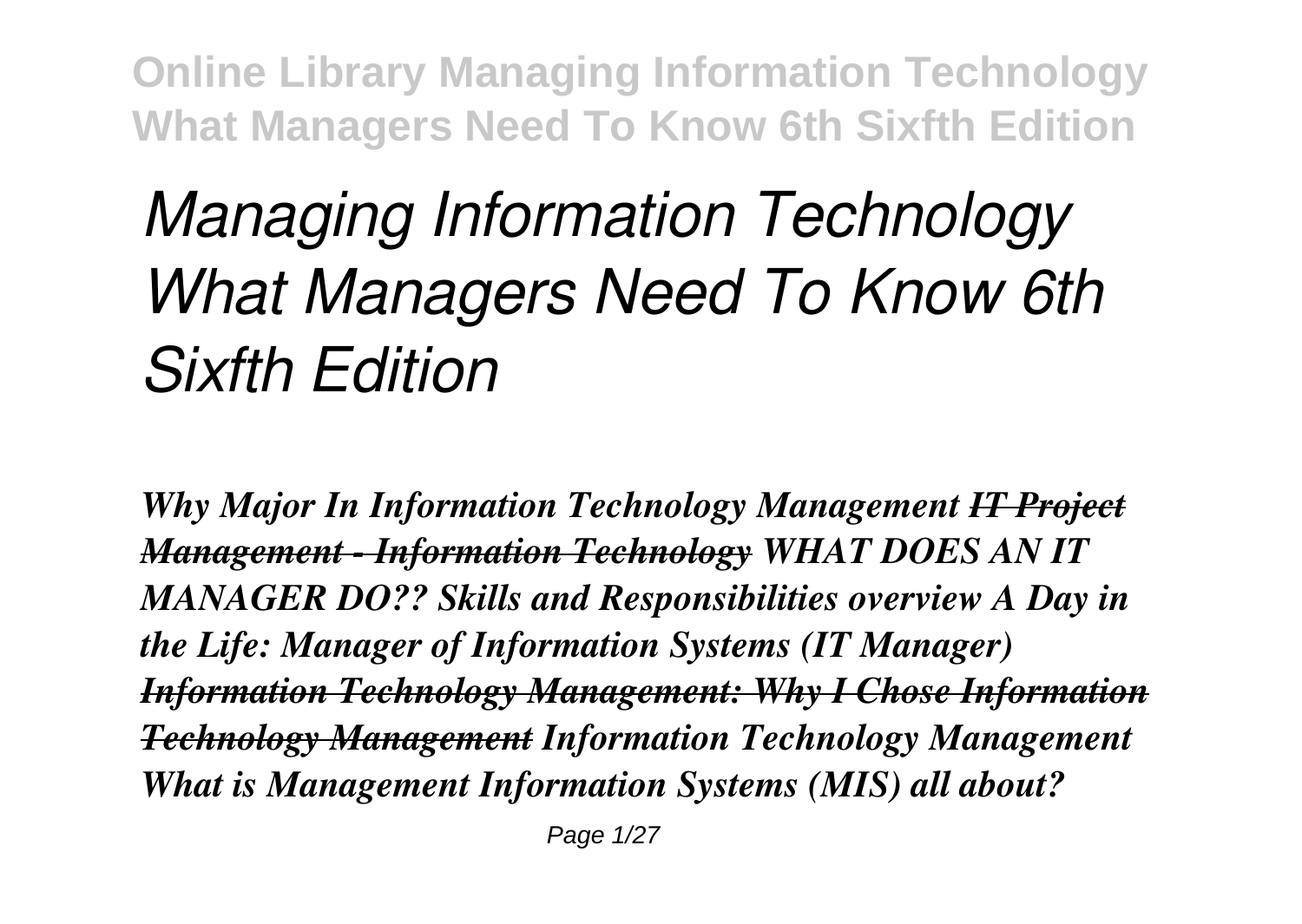# *Managing Information Technology What Managers Need To Know 6th Sixfth Edition*

***Why Major In Information Technology Management*** ***~~IT Project Management - Information Technology~~*** ***WHAT DOES AN IT MANAGER DO?? Skills and Responsibilities overview A Day in the Life: Manager of Information Systems (IT Manager)*** ***~~Information Technology Management: Why I Chose Information Technology Management~~*** ***Information Technology Management What is Management Information Systems (MIS) all about?***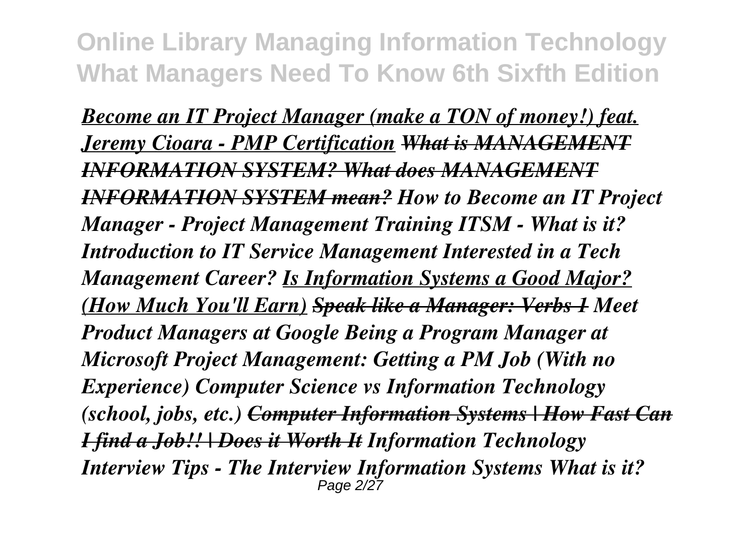***Become an IT Project Manager (make a TON of money!) feat. Jeremy Cioara - PMP Certification*** ***~~What is MANAGEMENT INFORMATION SYSTEM? What does MANAGEMENT INFORMATION SYSTEM mean?~~*** ***How to Become an IT Project Manager - Project Management Training*** ***ITSM - What is it? Introduction to IT Service Management*** ***Interested in a Tech Management Career?*** ***Is Information Systems a Good Major? (How Much You'll Earn)*** ***~~Speak like a Manager: Verbs 1~~*** ***Meet Product Managers at Google*** ***Being a Program Manager at Microsoft*** ***Project Management: Getting a PM Job (With no Experience)*** ***Computer Science vs Information Technology (school, jobs, etc.)*** ***~~Computer Information Systems | How Fast Can I find a Job!! | Does it Worth It~~*** ***Information Technology Interview Tips - The Interview*** ***Information Systems What is it?***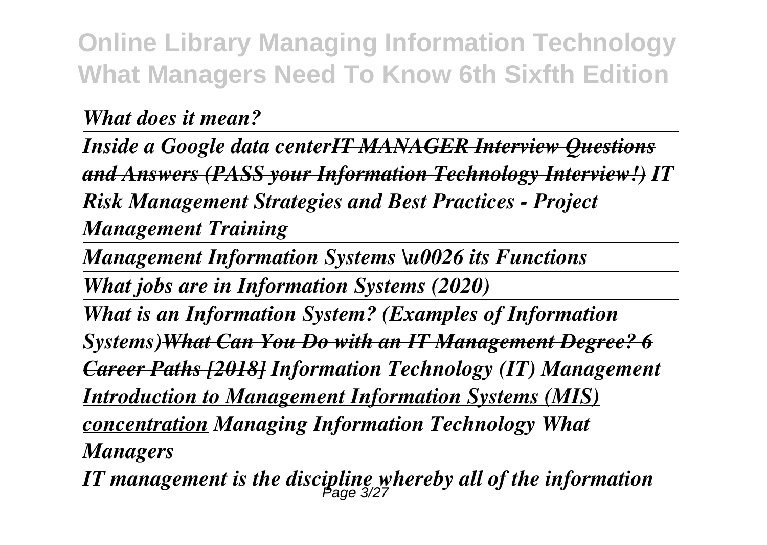*What does it mean?*

*Inside a Google data center~~IT MANAGER Interview Questions and Answers (PASS your Information Technology Interview!)~~ IT Risk Management Strategies and Best Practices - Project Management Training*

*Management Information Systems \u0026 its Functions*

*What jobs are in Information Systems (2020)*

*What is an Information System? (Examples of Information Systems)~~What Can You Do with an IT Management Degree? 6 Career Paths [2018]~~ Information Technology (IT) Management Introduction to Management Information Systems (MIS) concentration Managing Information Technology What Managers*

*IT management is the discipline whereby all of the information*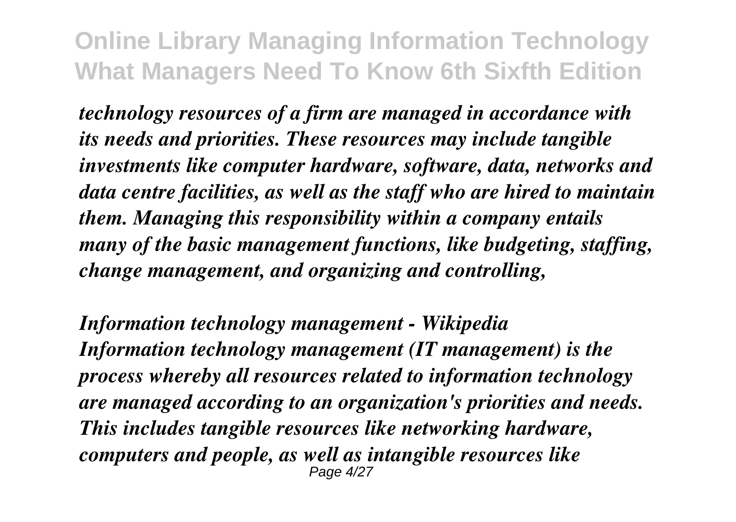*technology resources of a firm are managed in accordance with its needs and priorities. These resources may include tangible investments like computer hardware, software, data, networks and data centre facilities, as well as the staff who are hired to maintain them. Managing this responsibility within a company entails many of the basic management functions, like budgeting, staffing, change management, and organizing and controlling,*

***Information technology management - Wikipedia***
***Information technology management (IT management) is the process whereby all resources related to information technology are managed according to an organization's priorities and needs. This includes tangible resources like networking hardware, computers and people, as well as intangible resources like***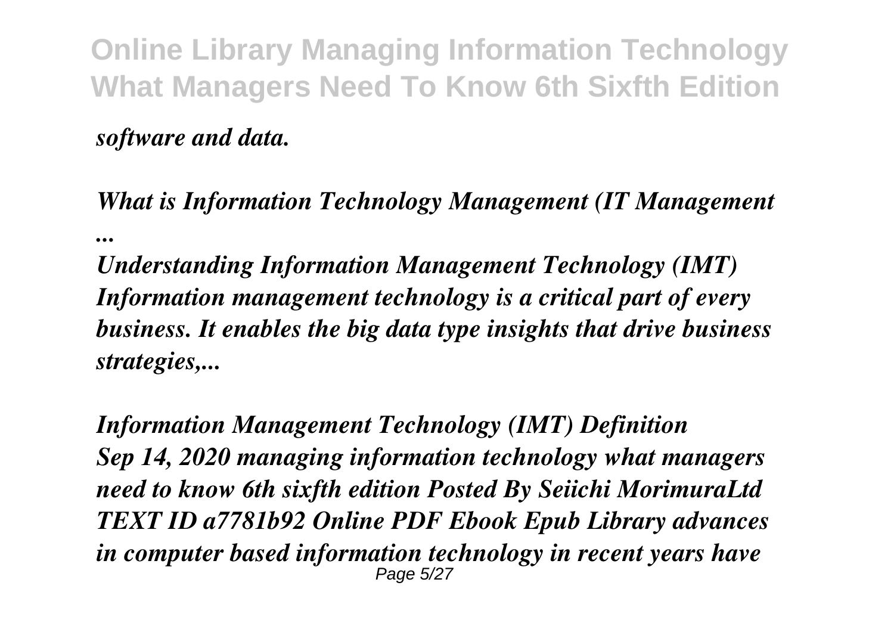***software and data.***

***What is Information Technology Management (IT Management ...***

***Understanding Information Management Technology (IMT) Information management technology is a critical part of every business. It enables the big data type insights that drive business strategies,...***

***Information Management Technology (IMT) Definition***
***Sep 14, 2020 managing information technology what managers need to know 6th sixfth edition Posted By Seiichi MorimuraLtd TEXT ID a7781b92 Online PDF Ebook Epub Library advances in computer based information technology in recent years have***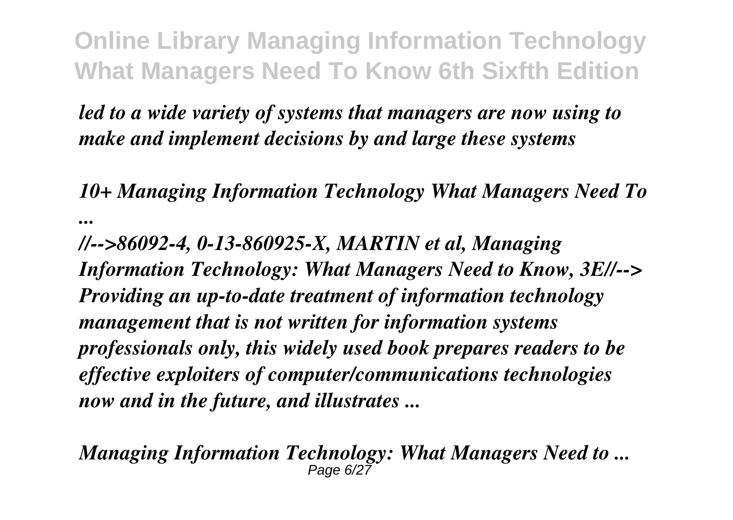*led to a wide variety of systems that managers are now using to make and implement decisions by and large these systems*

***10+ Managing Information Technology What Managers Need To ...***

***//-->86092-4, 0-13-860925-X, MARTIN et al, Managing Information Technology: What Managers Need to Know, 3E//--> Providing an up-to-date treatment of information technology management that is not written for information systems professionals only, this widely used book prepares readers to be effective exploiters of computer/communications technologies now and in the future, and illustrates ...***

***Managing Information Technology: What Managers Need to ...***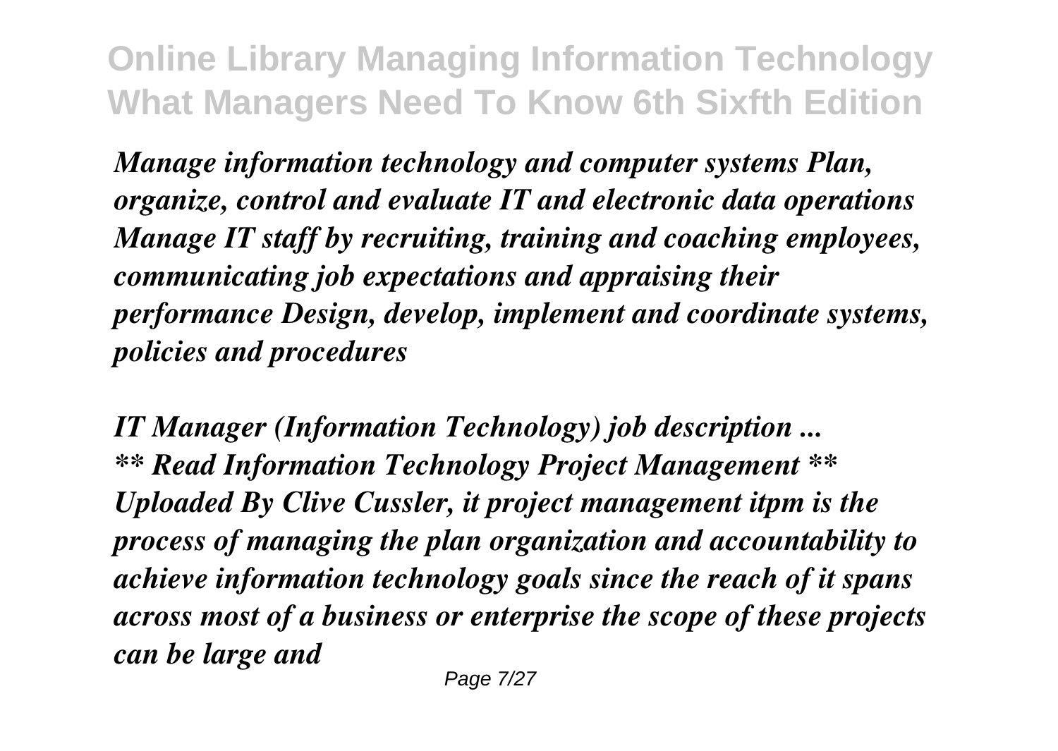*Manage information technology and computer systems Plan, organize, control and evaluate IT and electronic data operations Manage IT staff by recruiting, training and coaching employees, communicating job expectations and appraising their performance Design, develop, implement and coordinate systems, policies and procedures*

*IT Manager (Information Technology) job description ...*
*** Read Information Technology Project Management ** Uploaded By Clive Cussler, it project management itpm is the process of managing the plan organization and accountability to achieve information technology goals since the reach of it spans across most of a business or enterprise the scope of these projects can be large and*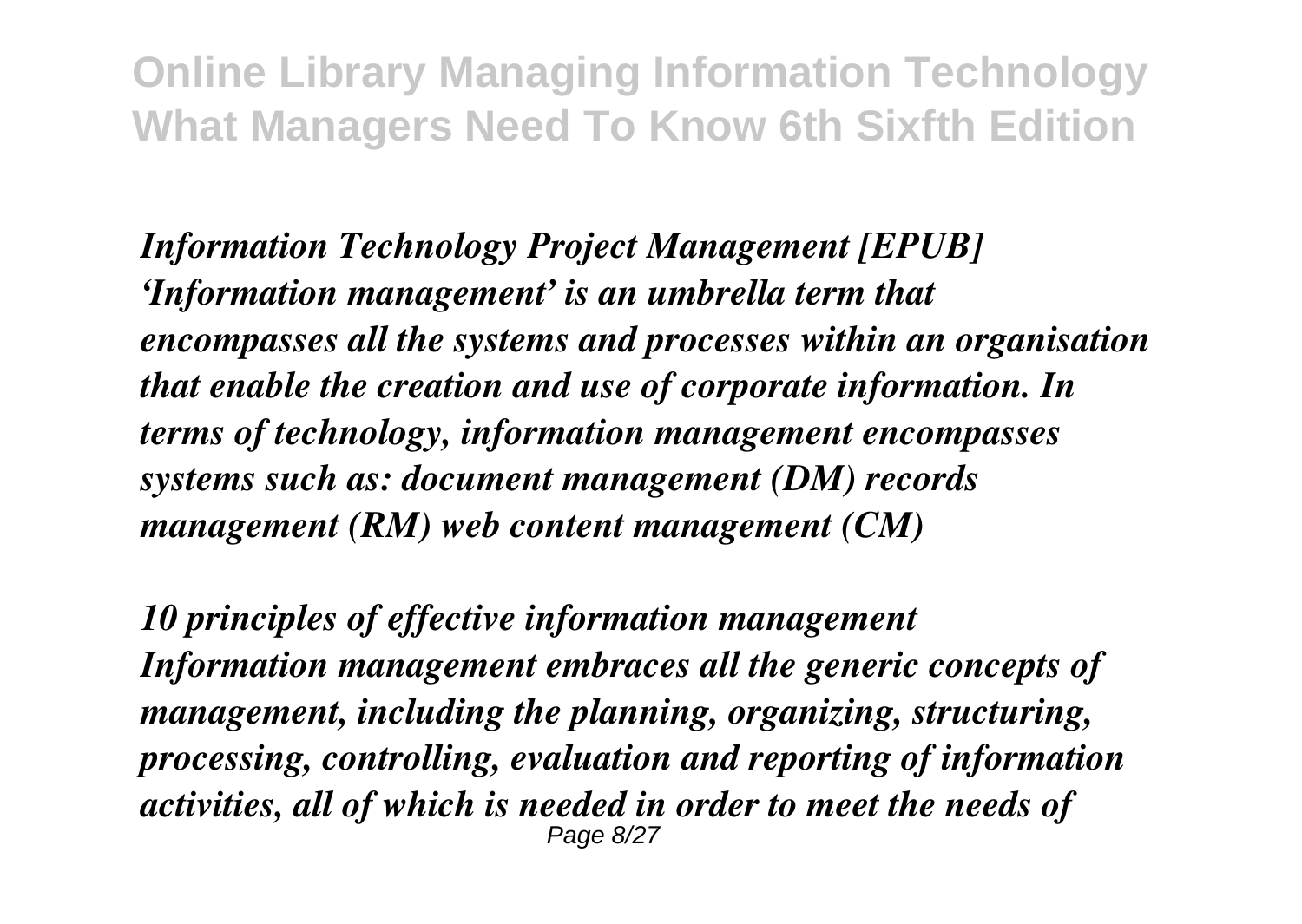***Information Technology Project Management [EPUB]***
***'Information management' is an umbrella term that encompasses all the systems and processes within an organisation that enable the creation and use of corporate information. In terms of technology, information management encompasses systems such as: document management (DM) records management (RM) web content management (CM)***

***10 principles of effective information management***
***Information management embraces all the generic concepts of management, including the planning, organizing, structuring, processing, controlling, evaluation and reporting of information activities, all of which is needed in order to meet the needs of***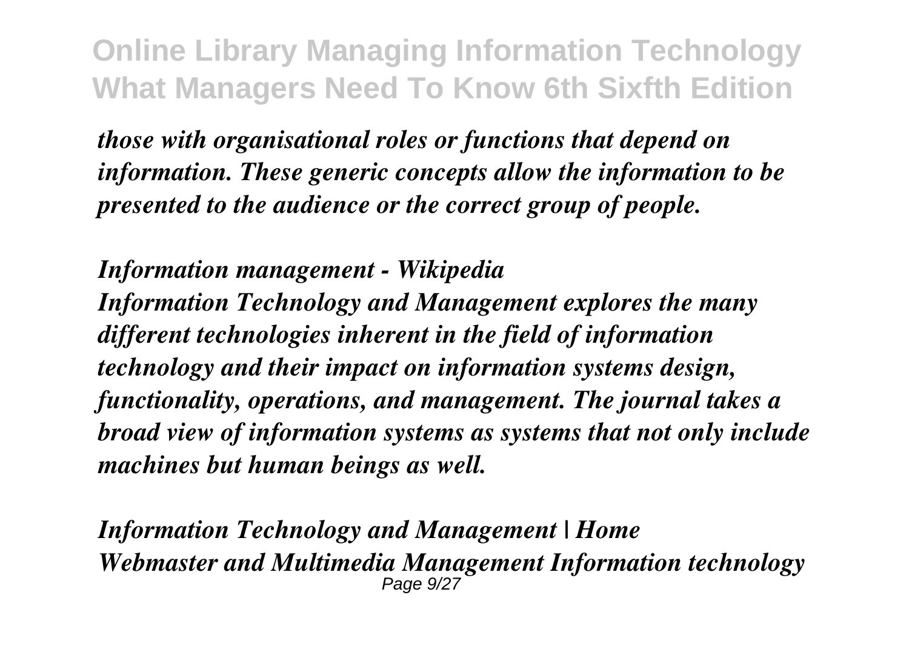*those with organisational roles or functions that depend on information. These generic concepts allow the information to be presented to the audience or the correct group of people.*

***Information management - Wikipedia***

***Information Technology and Management explores the many different technologies inherent in the field of information technology and their impact on information systems design, functionality, operations, and management. The journal takes a broad view of information systems as systems that not only include machines but human beings as well.***

***Information Technology and Management | Home***

***Webmaster and Multimedia Management Information technology***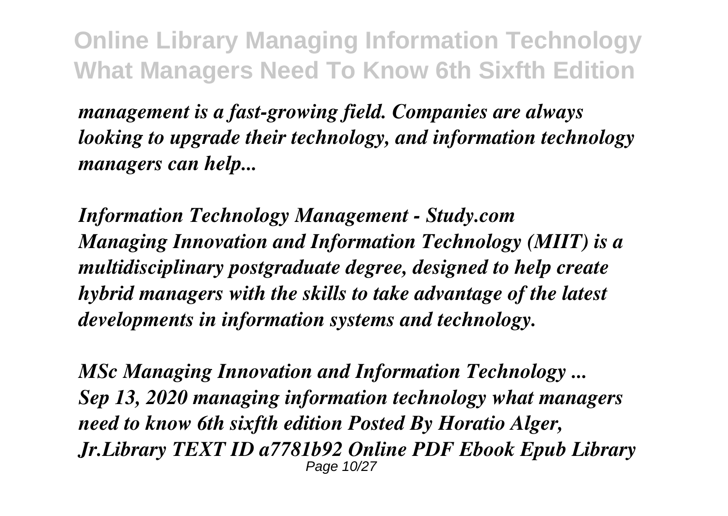*management is a fast-growing field. Companies are always looking to upgrade their technology, and information technology managers can help...*

***Information Technology Management - Study.com***

***Managing Innovation and Information Technology (MIIT) is a multidisciplinary postgraduate degree, designed to help create hybrid managers with the skills to take advantage of the latest developments in information systems and technology.***

***MSc Managing Innovation and Information Technology ...***

***Sep 13, 2020 managing information technology what managers need to know 6th sixfth edition Posted By Horatio Alger, Jr.Library TEXT ID a7781b92 Online PDF Ebook Epub Library***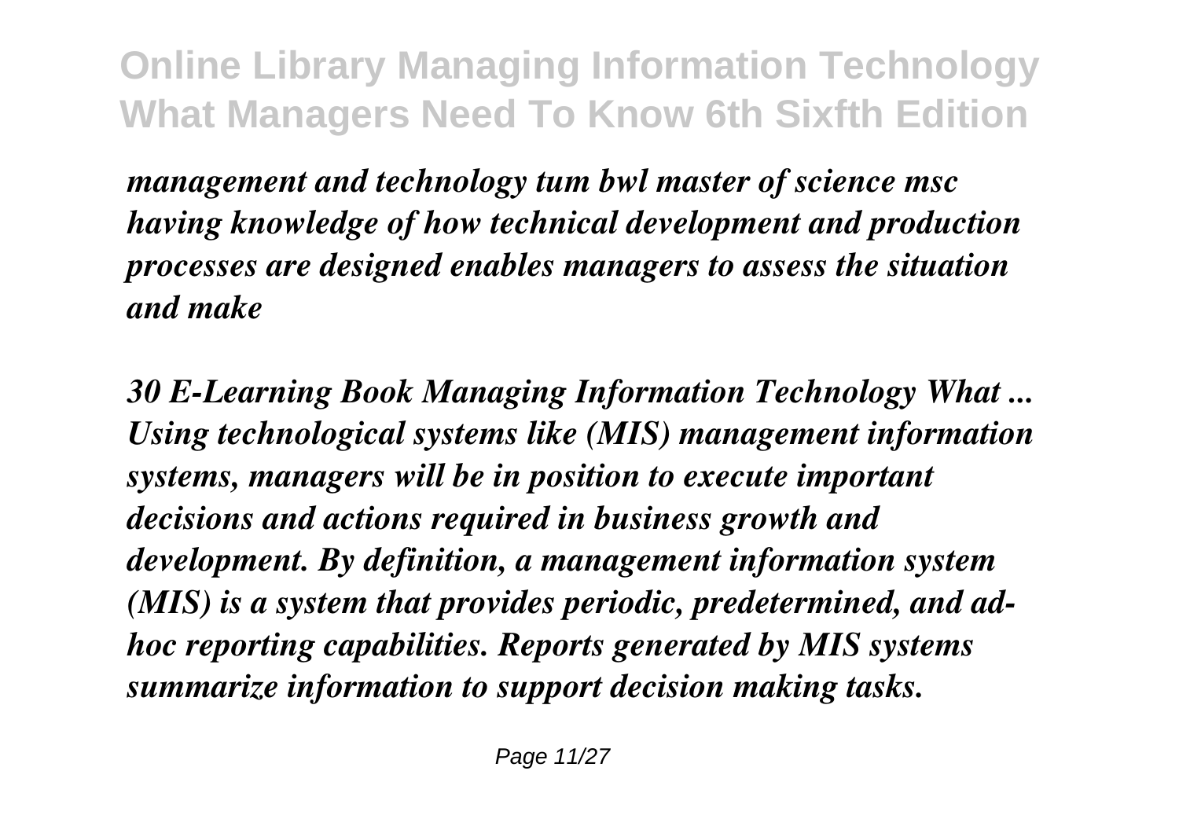*management and technology tum bwl master of science msc having knowledge of how technical development and production processes are designed enables managers to assess the situation and make*

***30 E-Learning Book Managing Information Technology What ...***
***Using technological systems like (MIS) management information systems, managers will be in position to execute important decisions and actions required in business growth and development. By definition, a management information system (MIS) is a system that provides periodic, predetermined, and ad-hoc reporting capabilities. Reports generated by MIS systems summarize information to support decision making tasks.***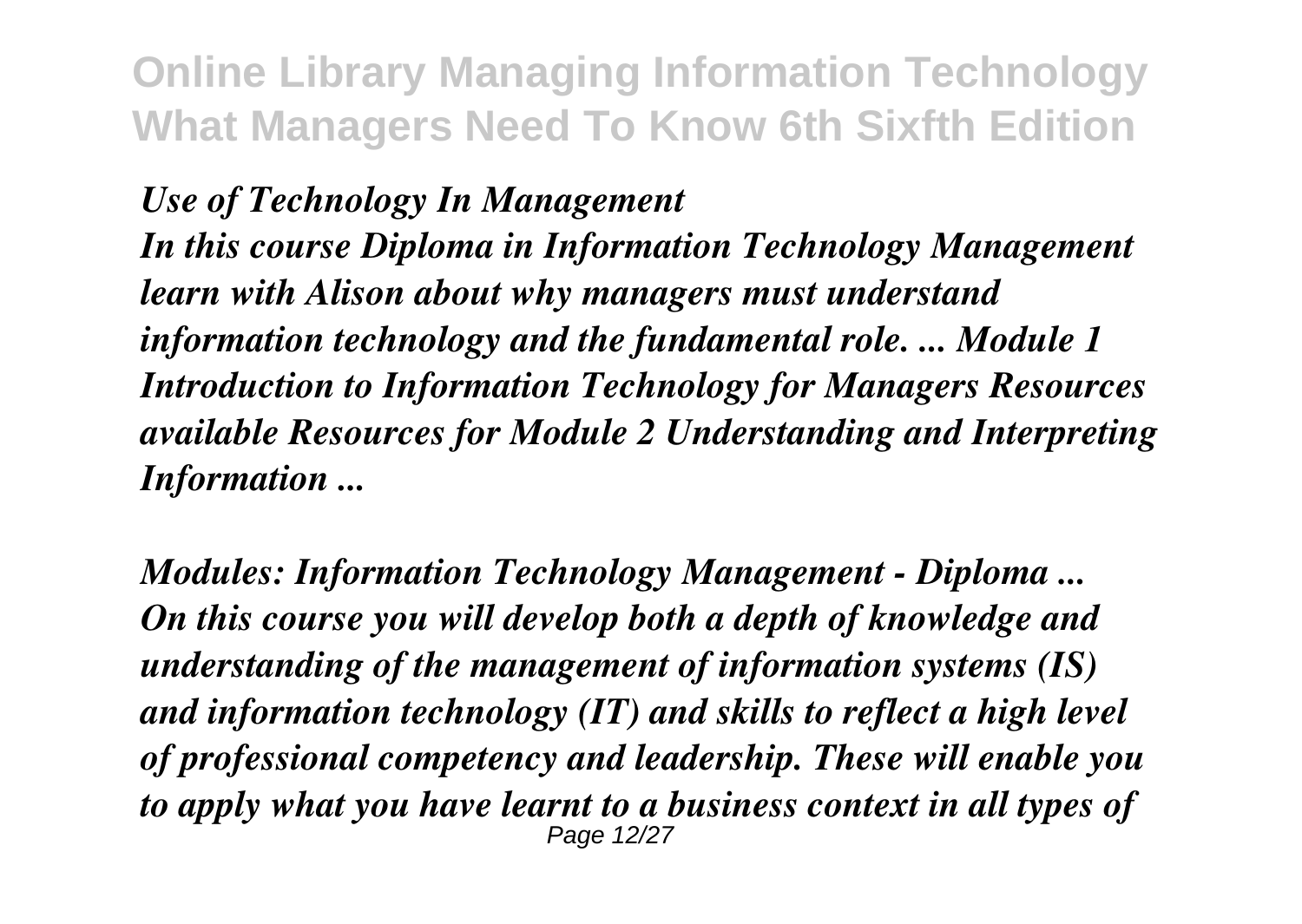*Use of Technology In Management*

*In this course Diploma in Information Technology Management learn with Alison about why managers must understand information technology and the fundamental role. ... Module 1 Introduction to Information Technology for Managers Resources available Resources for Module 2 Understanding and Interpreting Information ...*

*Modules: Information Technology Management - Diploma ...*

*On this course you will develop both a depth of knowledge and understanding of the management of information systems (IS) and information technology (IT) and skills to reflect a high level of professional competency and leadership. These will enable you to apply what you have learnt to a business context in all types of*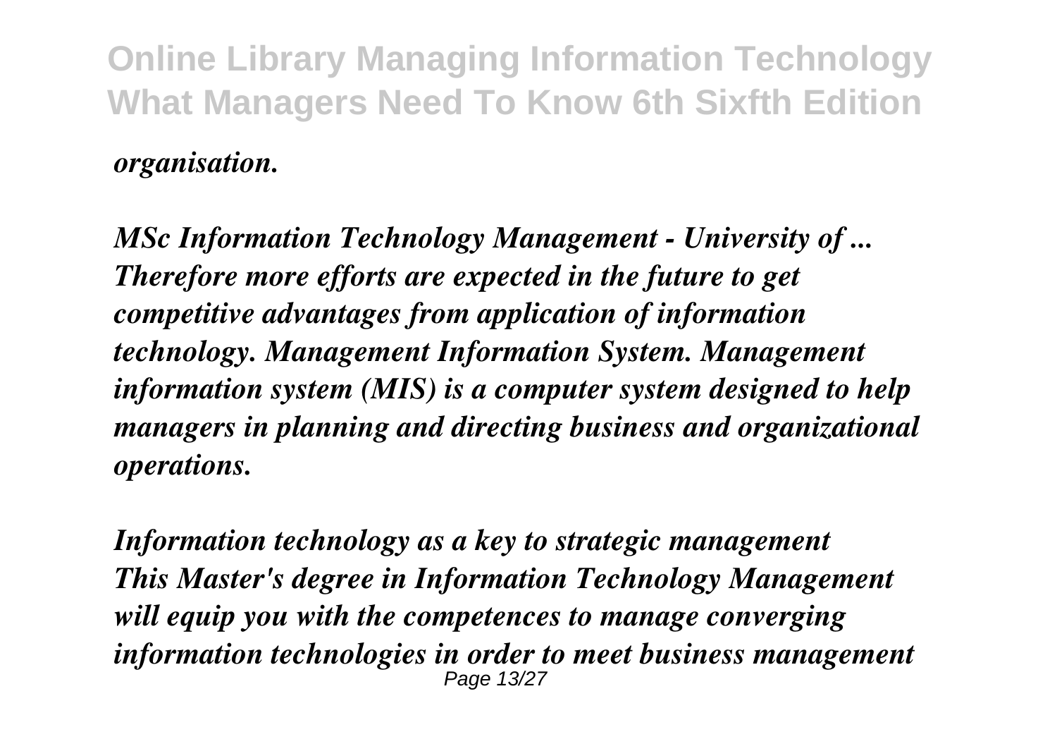*organisation.*

***MSc Information Technology Management - University of ...***
***Therefore more efforts are expected in the future to get competitive advantages from application of information technology. Management Information System. Management information system (MIS) is a computer system designed to help managers in planning and directing business and organizational operations.***

***Information technology as a key to strategic management***
***This Master's degree in Information Technology Management will equip you with the competences to manage converging information technologies in order to meet business management***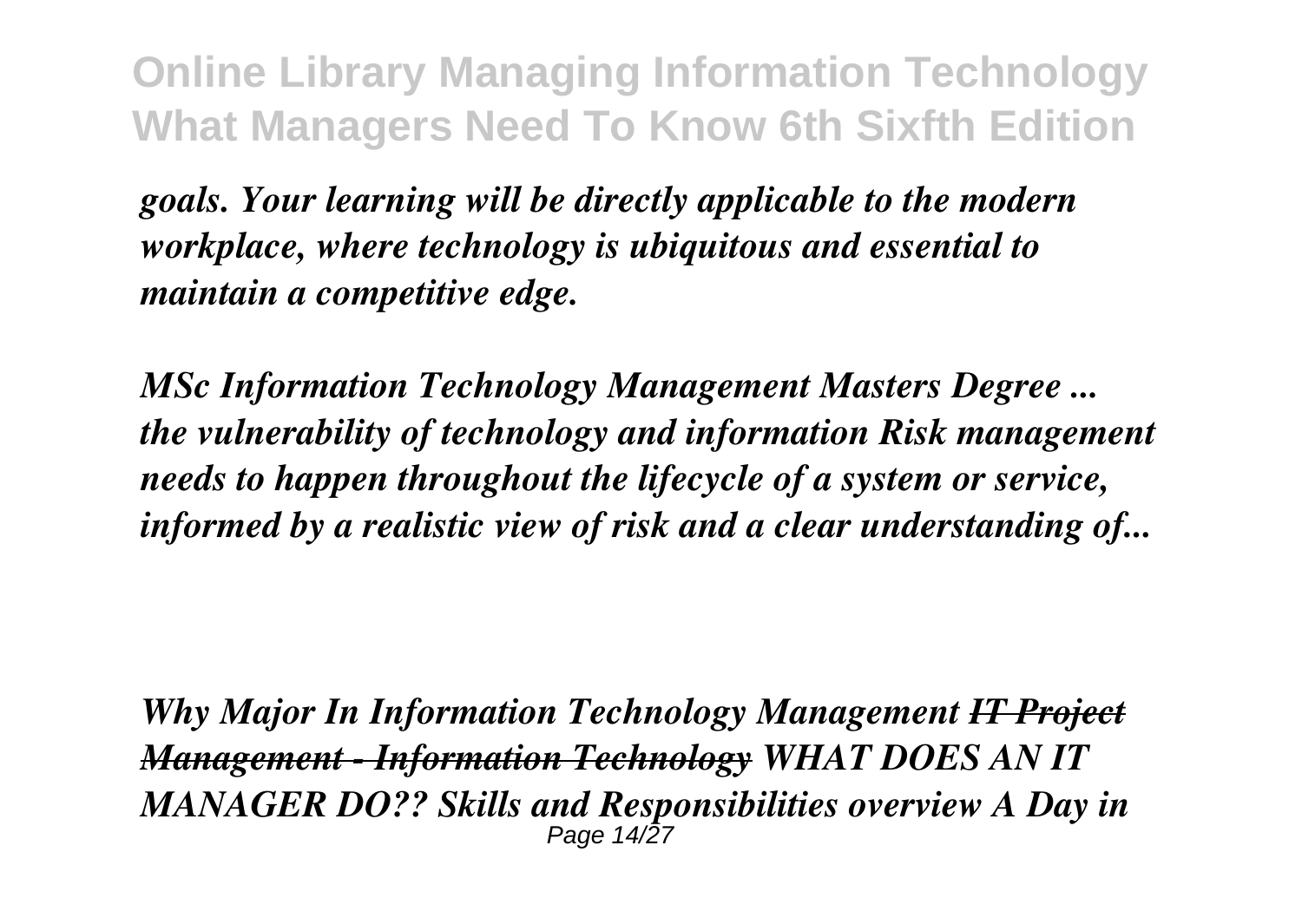*goals. Your learning will be directly applicable to the modern workplace, where technology is ubiquitous and essential to maintain a competitive edge.*

***MSc Information Technology Management Masters Degree ...***
***the vulnerability of technology and information Risk management needs to happen throughout the lifecycle of a system or service, informed by a realistic view of risk and a clear understanding of...***

***Why Major In Information Technology Management*** ***~~IT Project Management - Information Technology~~*** ***WHAT DOES AN IT MANAGER DO?? Skills and Responsibilities overview A Day in***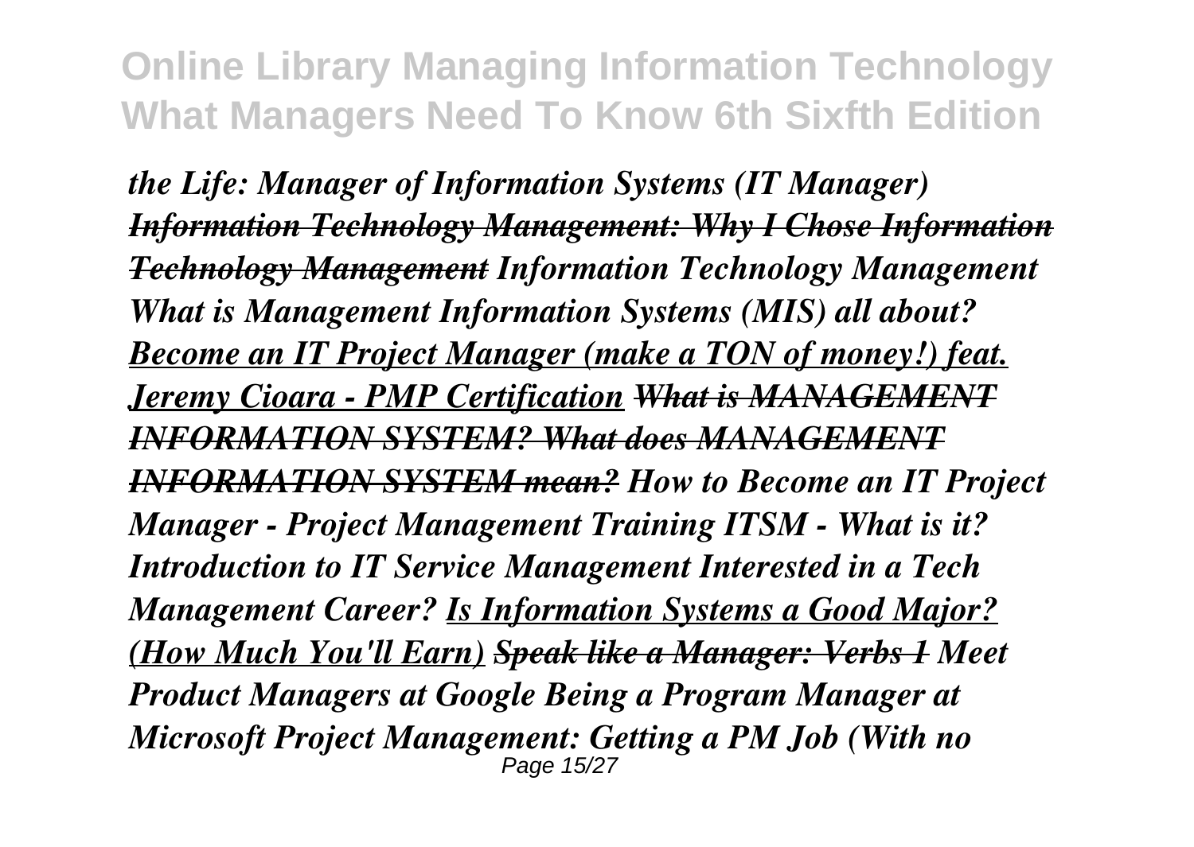*the Life: Manager of Information Systems (IT Manager)* ***Information Technology Management: Why I Chose Information Technology Management*** ***Information Technology Management*** ***What is Management Information Systems (MIS) all about?*** ***Become an IT Project Manager (make a TON of money!) feat. Jeremy Cioara - PMP Certification*** ***What is MANAGEMENT INFORMATION SYSTEM? What does MANAGEMENT INFORMATION SYSTEM mean?*** ***How to Become an IT Project Manager - Project Management Training*** ***ITSM - What is it? Introduction to IT Service Management*** ***Interested in a Tech Management Career?*** ***Is Information Systems a Good Major? (How Much You'll Earn)*** ***Speak like a Manager: Verbs 1*** ***Meet Product Managers at Google*** ***Being a Program Manager at Microsoft*** ***Project Management: Getting a PM Job (With no***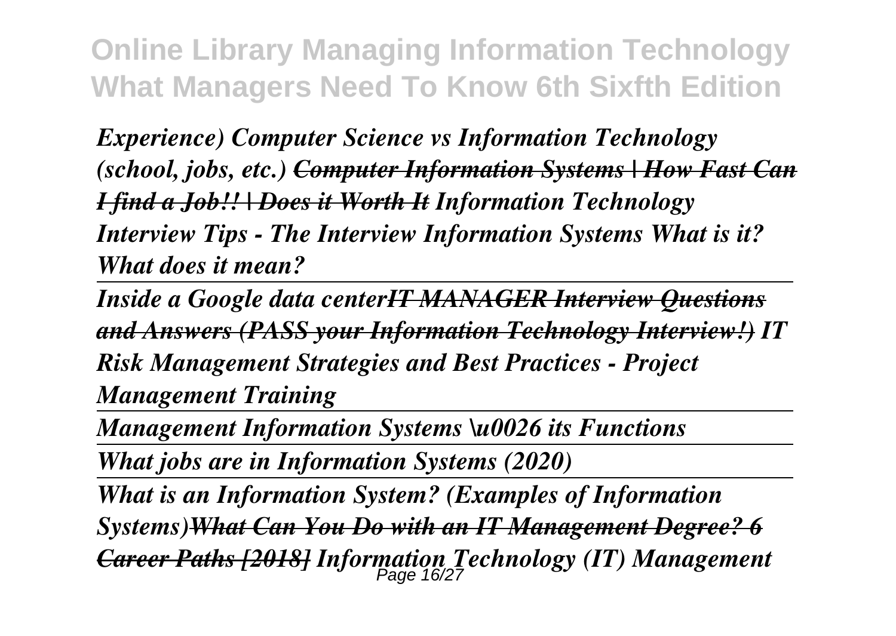*Experience) Computer Science vs Information Technology (school, jobs, etc.) ~~Computer Information Systems | How Fast Can I find a Job!! | Does it Worth It~~ Information Technology Interview Tips - The Interview Information Systems What is it? What does it mean?*

---

*Inside a Google data center~~IT MANAGER Interview Questions and Answers (PASS your Information Technology Interview!)~~ IT Risk Management Strategies and Best Practices - Project Management Training*

---

*Management Information Systems \u0026 its Functions*

---

*What jobs are in Information Systems (2020)*

---

*What is an Information System? (Examples of Information Systems)~~What Can You Do with an IT Management Degree? 6 Career Paths [2018]~~ Information Technology (IT) Management*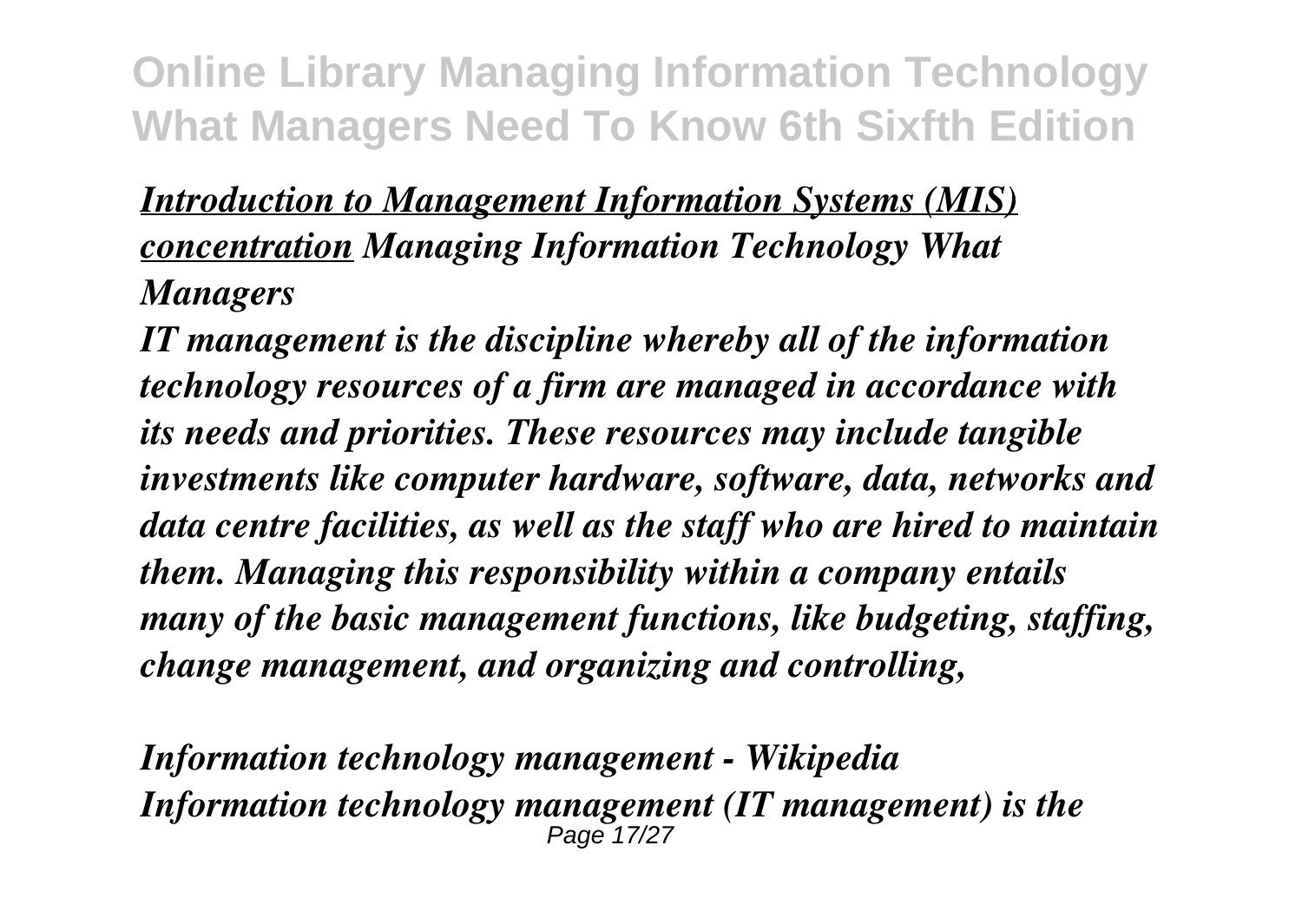***[Introduction to Management Information Systems (MIS) concentration](#)* *Managing Information Technology What Managers***

***IT management is the discipline whereby all of the information technology resources of a firm are managed in accordance with its needs and priorities. These resources may include tangible investments like computer hardware, software, data, networks and data centre facilities, as well as the staff who are hired to maintain them. Managing this responsibility within a company entails many of the basic management functions, like budgeting, staffing, change management, and organizing and controlling,***

***Information technology management - Wikipedia***

***Information technology management (IT management) is the***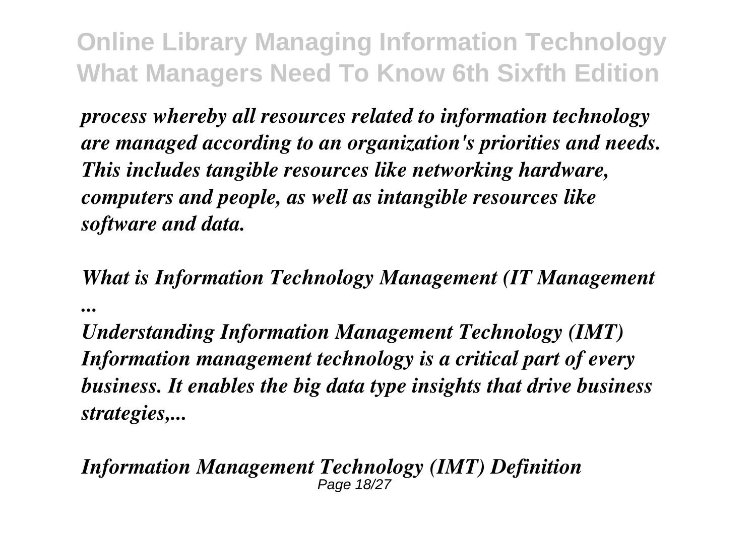***process whereby all resources related to information technology are managed according to an organization's priorities and needs. This includes tangible resources like networking hardware, computers and people, as well as intangible resources like software and data.***

***What is Information Technology Management (IT Management ...***

***Understanding Information Management Technology (IMT) Information management technology is a critical part of every business. It enables the big data type insights that drive business strategies,...***

***Information Management Technology (IMT) Definition***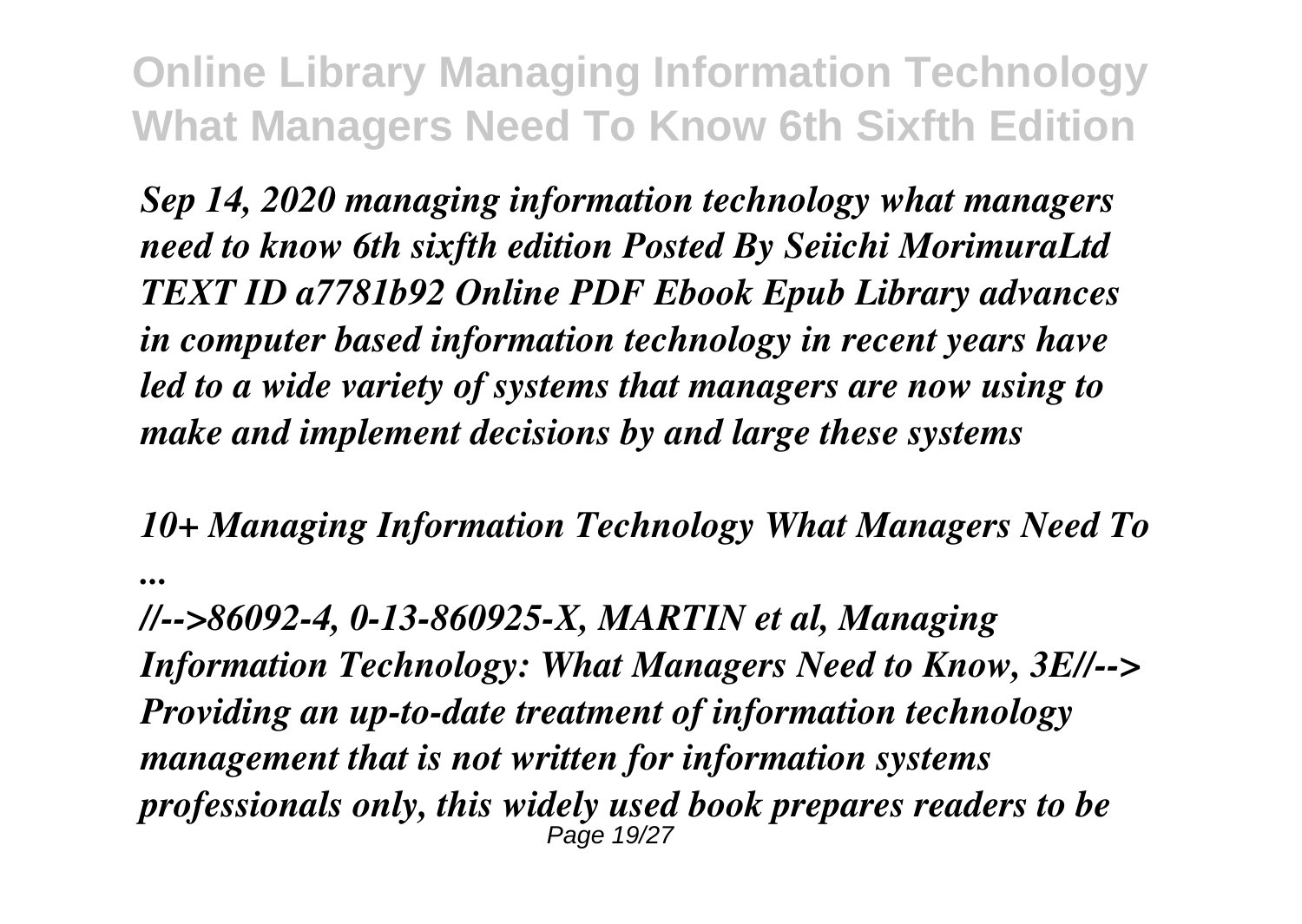*Sep 14, 2020 managing information technology what managers need to know 6th sixfth edition Posted By Seiichi MorimuraLtd TEXT ID a7781b92 Online PDF Ebook Epub Library advances in computer based information technology in recent years have led to a wide variety of systems that managers are now using to make and implement decisions by and large these systems*

*10+ Managing Information Technology What Managers Need To ...*

*//-->86092-4, 0-13-860925-X, MARTIN et al, Managing Information Technology: What Managers Need to Know, 3E//--> Providing an up-to-date treatment of information technology management that is not written for information systems professionals only, this widely used book prepares readers to be*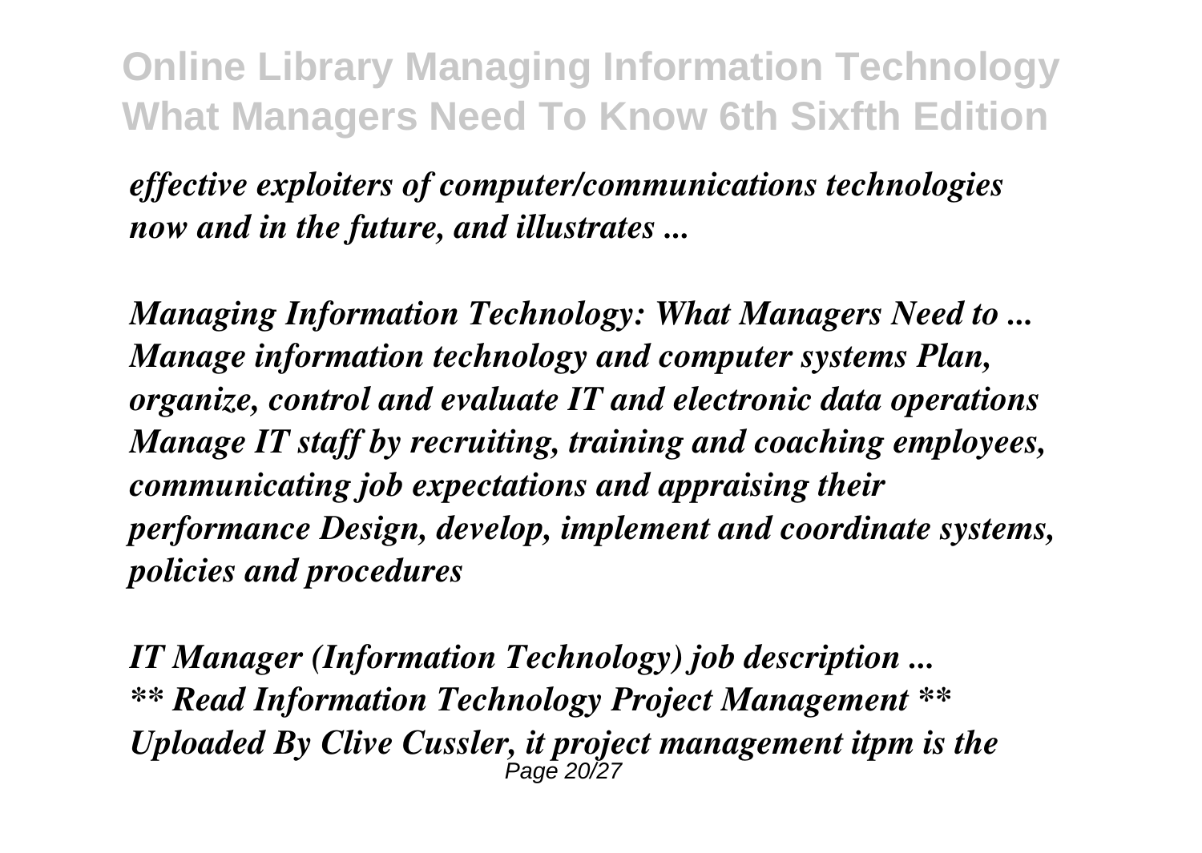*effective exploiters of computer/communications technologies now and in the future, and illustrates ...*

*Managing Information Technology: What Managers Need to ...*
*Manage information technology and computer systems Plan, organize, control and evaluate IT and electronic data operations Manage IT staff by recruiting, training and coaching employees, communicating job expectations and appraising their performance Design, develop, implement and coordinate systems, policies and procedures*

*IT Manager (Information Technology) job description ...*
*** Read Information Technology Project Management ***
*Uploaded By Clive Cussler, it project management itpm is the*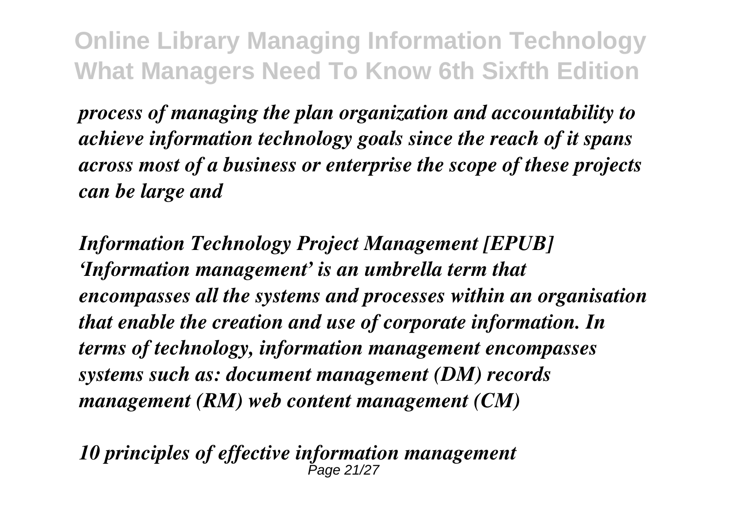*process of managing the plan organization and accountability to achieve information technology goals since the reach of it spans across most of a business or enterprise the scope of these projects can be large and*

***Information Technology Project Management [EPUB]***

*'Information management' is an umbrella term that encompasses all the systems and processes within an organisation that enable the creation and use of corporate information. In terms of technology, information management encompasses systems such as: document management (DM) records management (RM) web content management (CM)*

***10 principles of effective information management***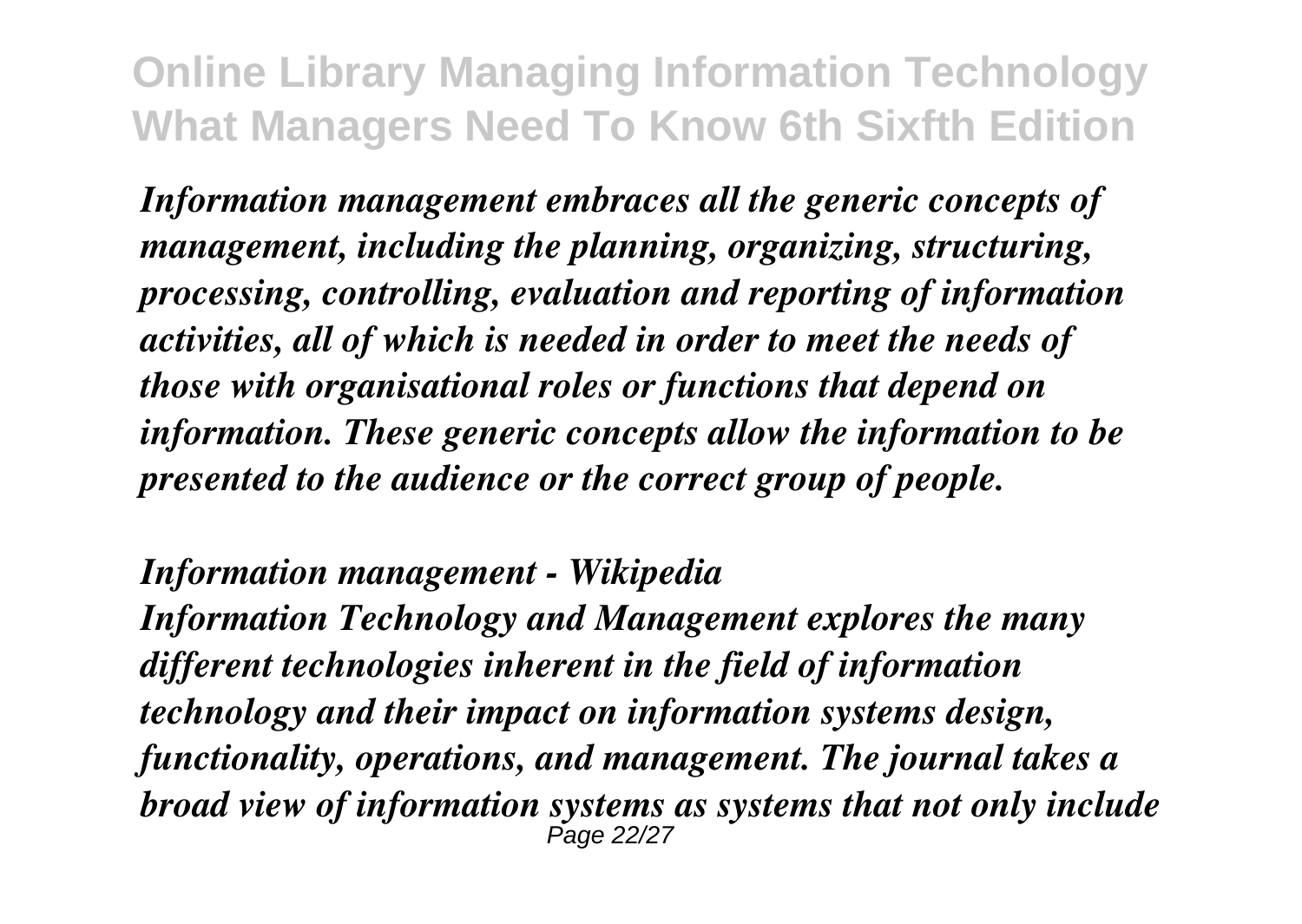***Information management embraces all the generic concepts of management, including the planning, organizing, structuring, processing, controlling, evaluation and reporting of information activities, all of which is needed in order to meet the needs of those with organisational roles or functions that depend on information. These generic concepts allow the information to be presented to the audience or the correct group of people.***

***Information management - Wikipedia***

***Information Technology and Management explores the many different technologies inherent in the field of information technology and their impact on information systems design, functionality, operations, and management. The journal takes a broad view of information systems as systems that not only include***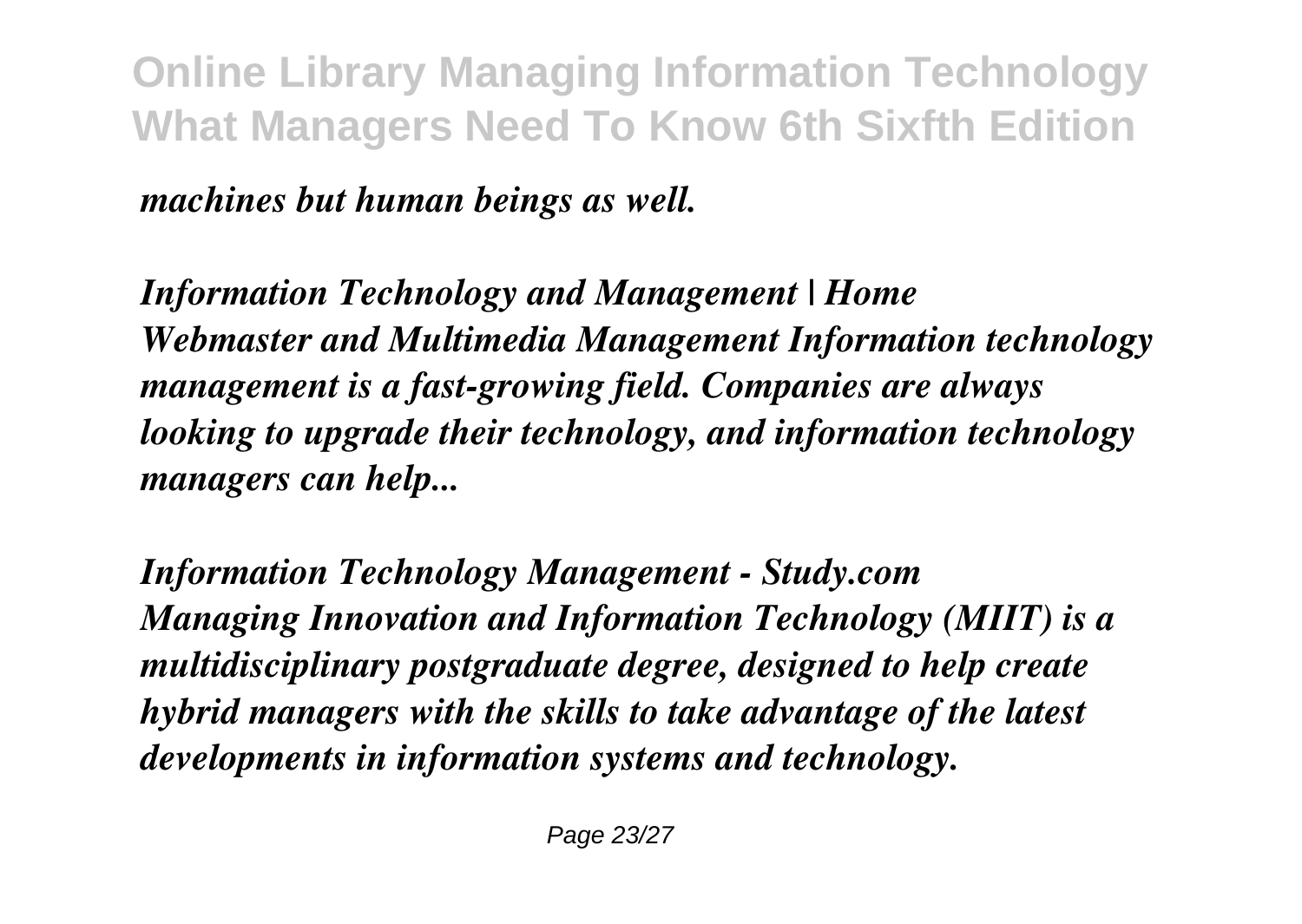*machines but human beings as well.*

***Information Technology and Management | Home***
***Webmaster and Multimedia Management Information technology management is a fast-growing field. Companies are always looking to upgrade their technology, and information technology managers can help...***

***Information Technology Management - Study.com***
***Managing Innovation and Information Technology (MIIT) is a multidisciplinary postgraduate degree, designed to help create hybrid managers with the skills to take advantage of the latest developments in information systems and technology.***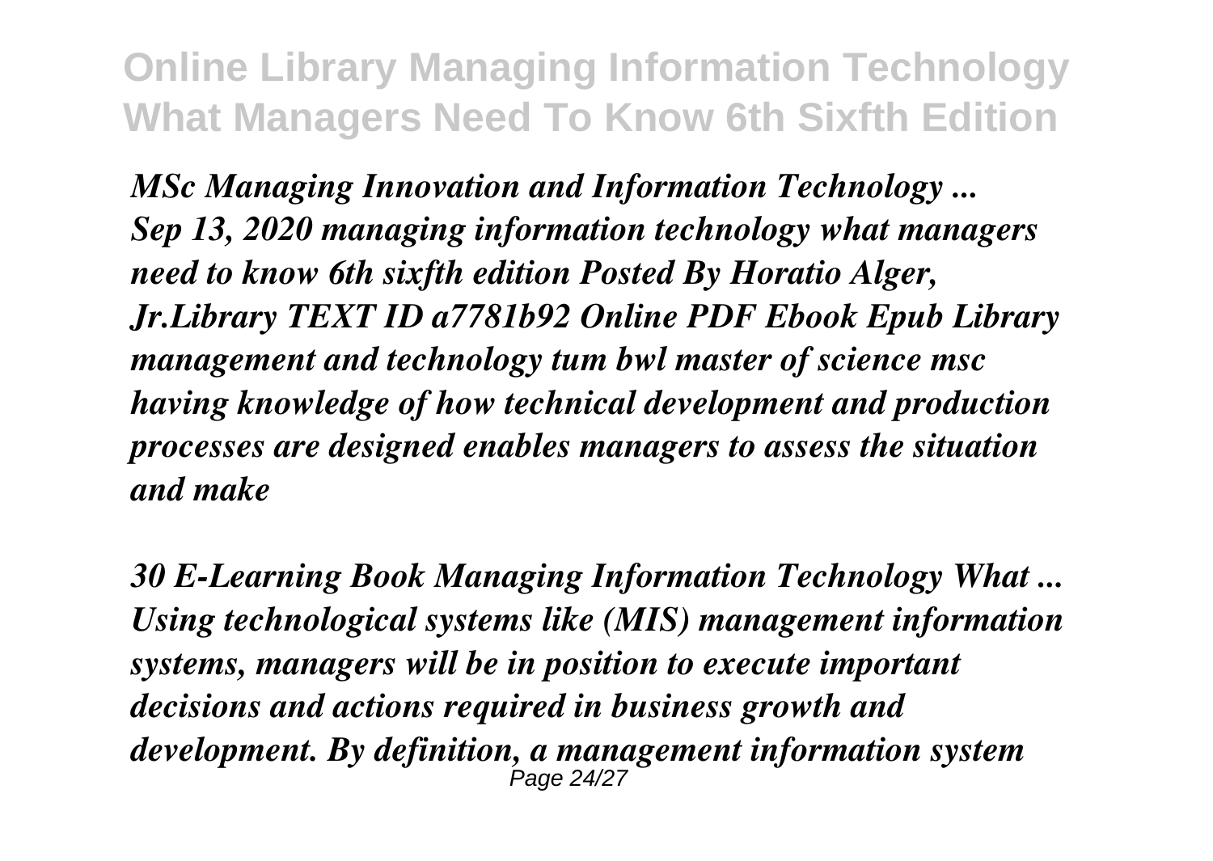***MSc Managing Innovation and Information Technology ...***
***Sep 13, 2020 managing information technology what managers need to know 6th sixfth edition Posted By Horatio Alger, Jr.Library TEXT ID a7781b92 Online PDF Ebook Epub Library management and technology tum bwl master of science msc having knowledge of how technical development and production processes are designed enables managers to assess the situation and make***

***30 E-Learning Book Managing Information Technology What ...***
***Using technological systems like (MIS) management information systems, managers will be in position to execute important decisions and actions required in business growth and development. By definition, a management information system***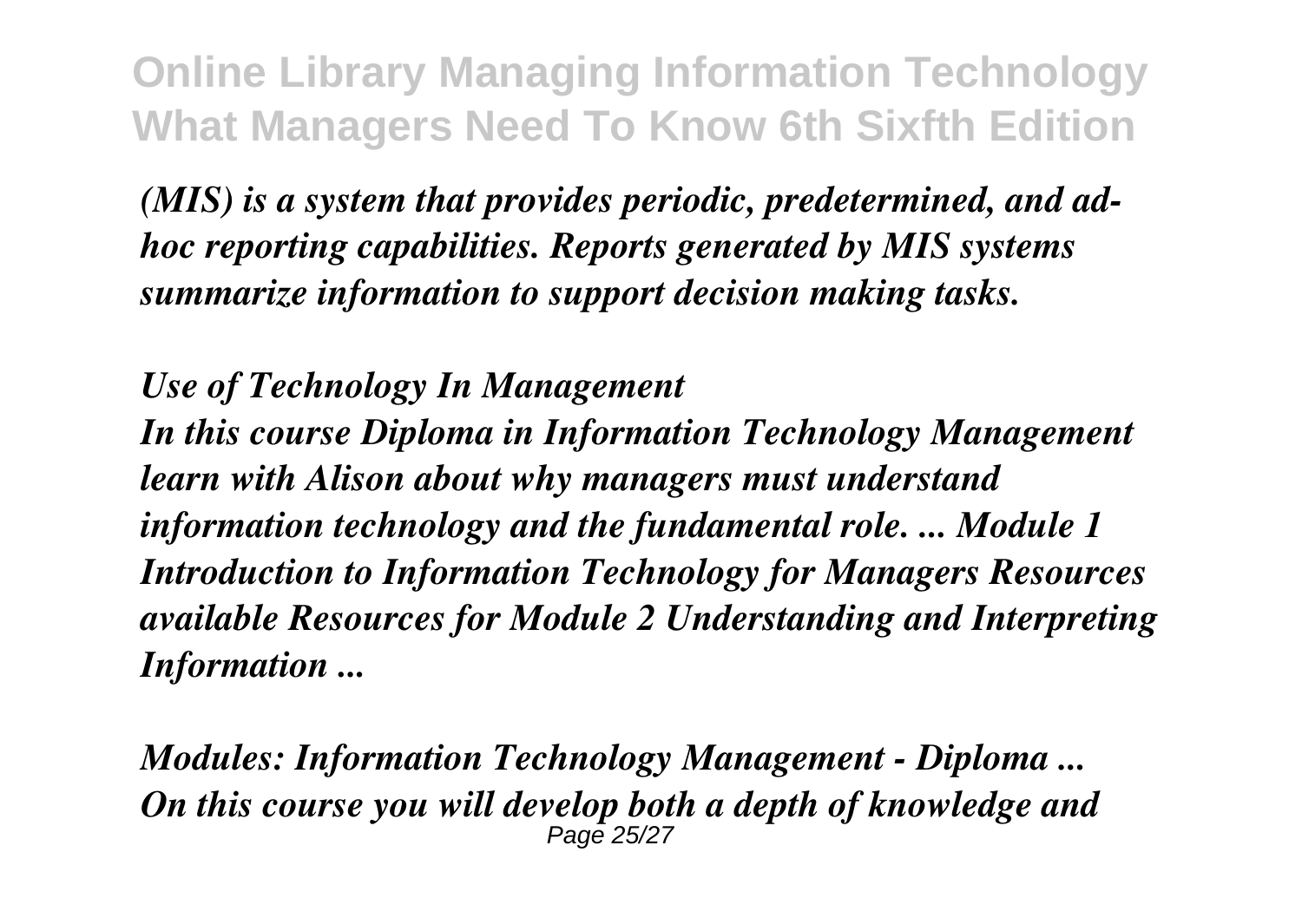*(MIS) is a system that provides periodic, predetermined, and ad-hoc reporting capabilities. Reports generated by MIS systems summarize information to support decision making tasks.*

***Use of Technology In Management***

***In this course Diploma in Information Technology Management learn with Alison about why managers must understand information technology and the fundamental role. ... Module 1 Introduction to Information Technology for Managers Resources available Resources for Module 2 Understanding and Interpreting Information ...***

***Modules: Information Technology Management - Diploma ...***

***On this course you will develop both a depth of knowledge and***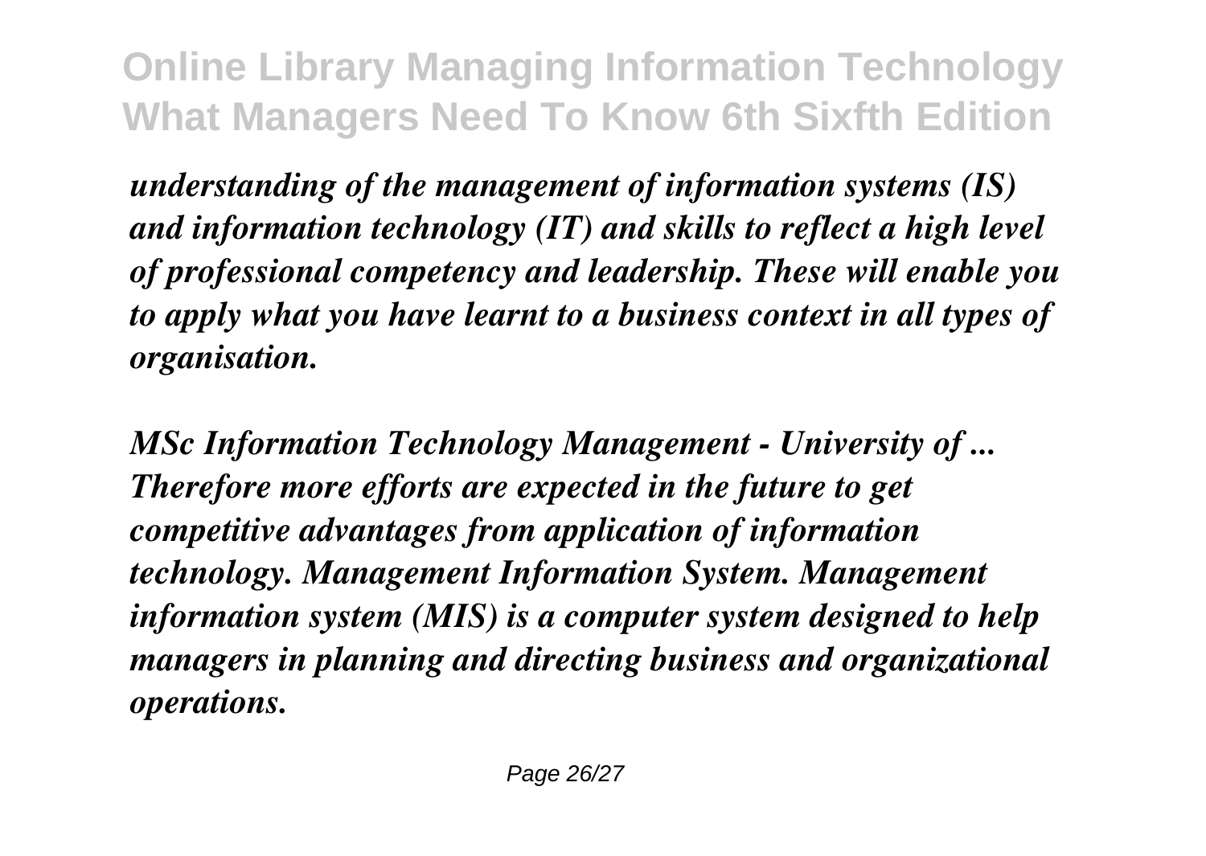*understanding of the management of information systems (IS) and information technology (IT) and skills to reflect a high level of professional competency and leadership. These will enable you to apply what you have learnt to a business context in all types of organisation.*

***MSc Information Technology Management - University of ...***
*Therefore more efforts are expected in the future to get competitive advantages from application of information technology. Management Information System. Management information system (MIS) is a computer system designed to help managers in planning and directing business and organizational operations.*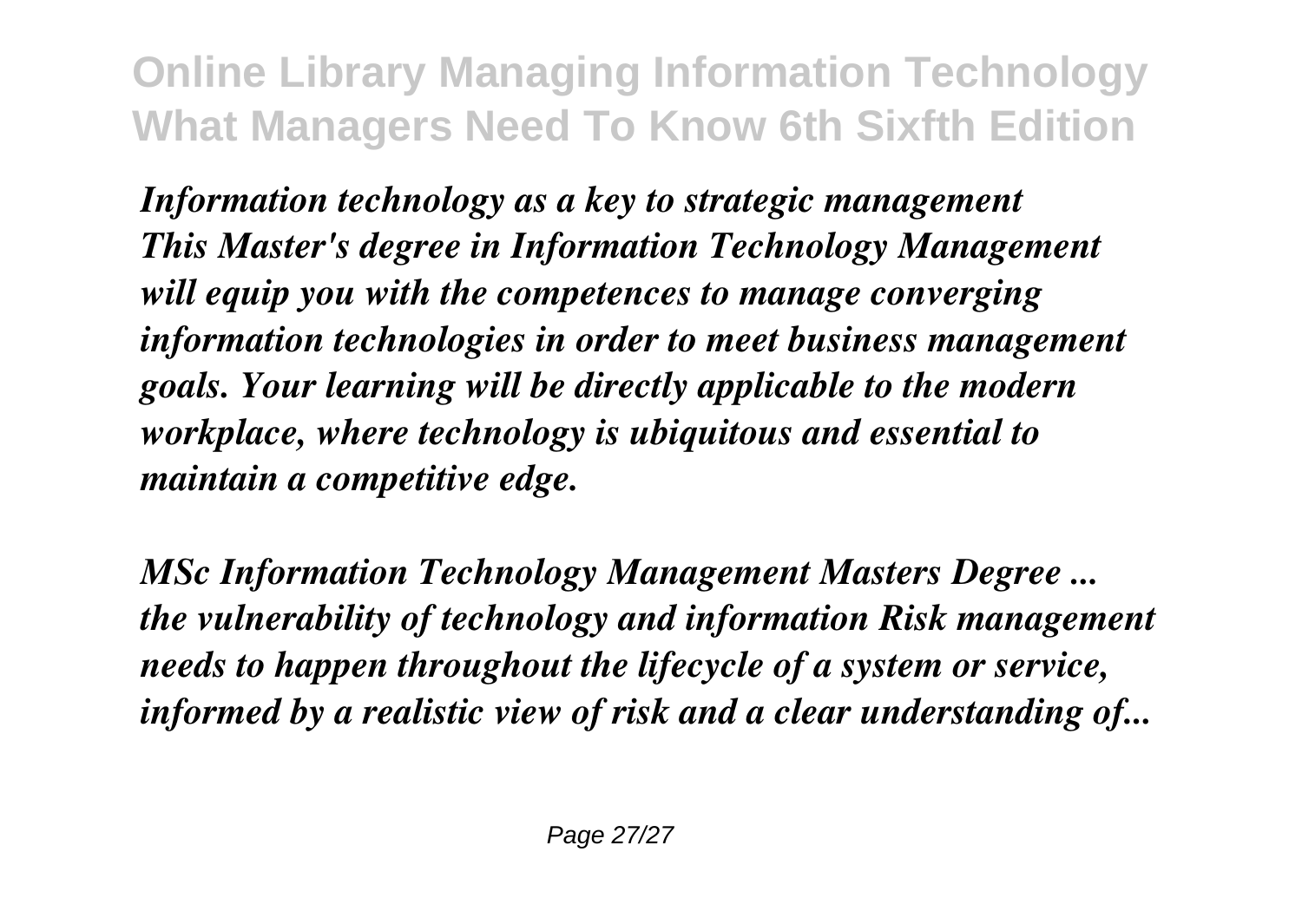***Information technology as a key to strategic management***
***This Master's degree in Information Technology Management will equip you with the competences to manage converging information technologies in order to meet business management goals. Your learning will be directly applicable to the modern workplace, where technology is ubiquitous and essential to maintain a competitive edge.***

***MSc Information Technology Management Masters Degree ...***
***the vulnerability of technology and information Risk management needs to happen throughout the lifecycle of a system or service, informed by a realistic view of risk and a clear understanding of...***